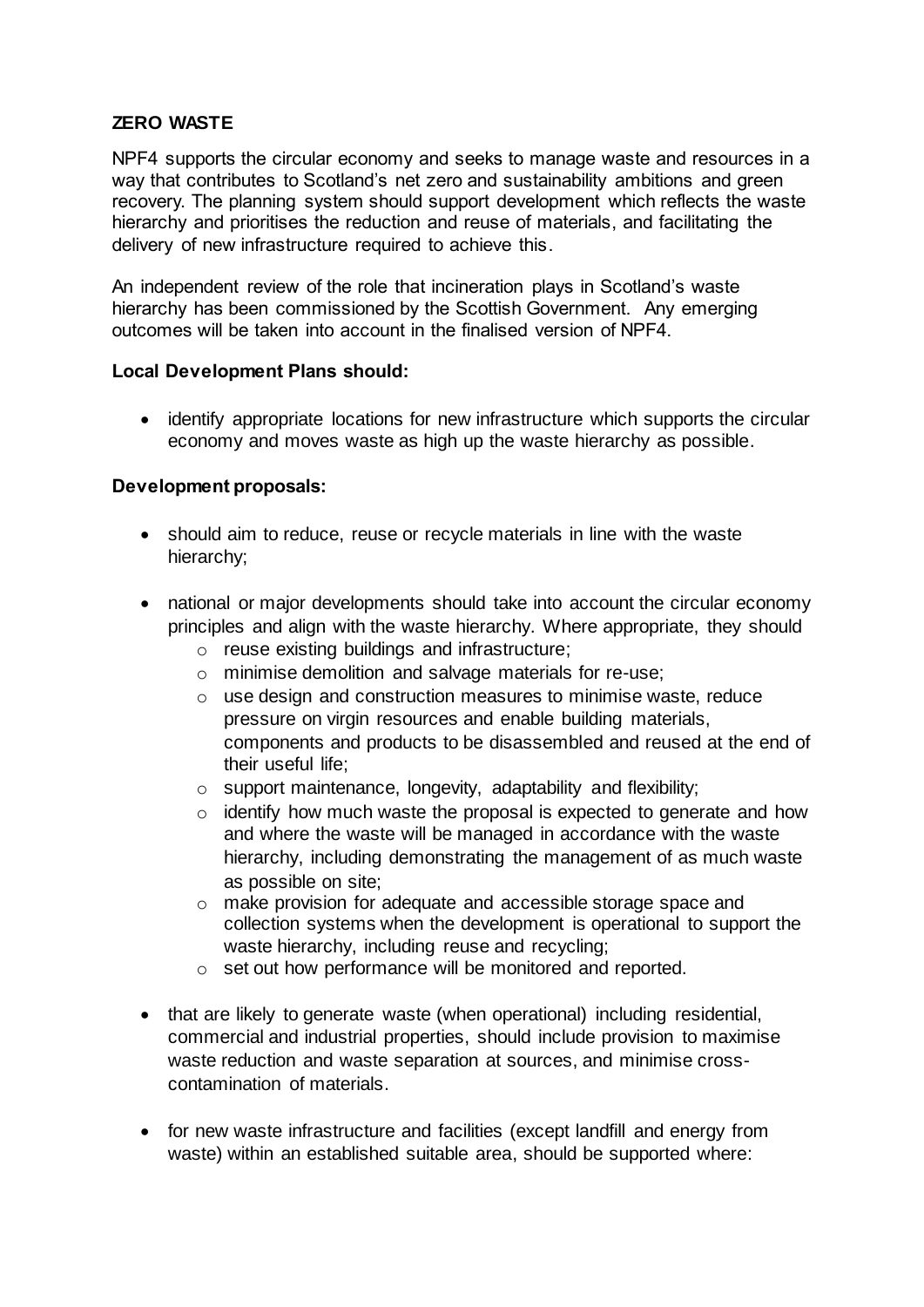**ZERO WASTE**

NPF4 supports the circular economy and seeks to manage waste and resources in a way that contributes to Scotland's net zero and sustainability ambitions and green recovery. The planning system should support development which reflects the waste hierarchy and prioritises the reduction and reuse of materials, and facilitating the delivery of new infrastructure required to achieve this.

An independent review of the role that incineration plays in Scotland's waste hierarchy has been commissioned by the Scottish Government. Any emerging outcomes will be taken into account in the finalised version of NPF4.

**Local Development Plans should:**

- identify appropriate locations for new infrastructure which supports the circular economy and moves waste as high up the waste hierarchy as possible.

**Development proposals:**

- should aim to reduce, reuse or recycle materials in line with the waste hierarchy;
- national or major developments should take into account the circular economy principles and align with the waste hierarchy. Where appropriate, they should
  - reuse existing buildings and infrastructure;
  - minimise demolition and salvage materials for re-use;
  - use design and construction measures to minimise waste, reduce pressure on virgin resources and enable building materials, components and products to be disassembled and reused at the end of their useful life;
  - support maintenance, longevity, adaptability and flexibility;
  - identify how much waste the proposal is expected to generate and how and where the waste will be managed in accordance with the waste hierarchy, including demonstrating the management of as much waste as possible on site;
  - make provision for adequate and accessible storage space and collection systems when the development is operational to support the waste hierarchy, including reuse and recycling;
  - set out how performance will be monitored and reported.
- that are likely to generate waste (when operational) including residential, commercial and industrial properties, should include provision to maximise waste reduction and waste separation at sources, and minimise cross-contamination of materials.
- for new waste infrastructure and facilities (except landfill and energy from waste) within an established suitable area, should be supported where: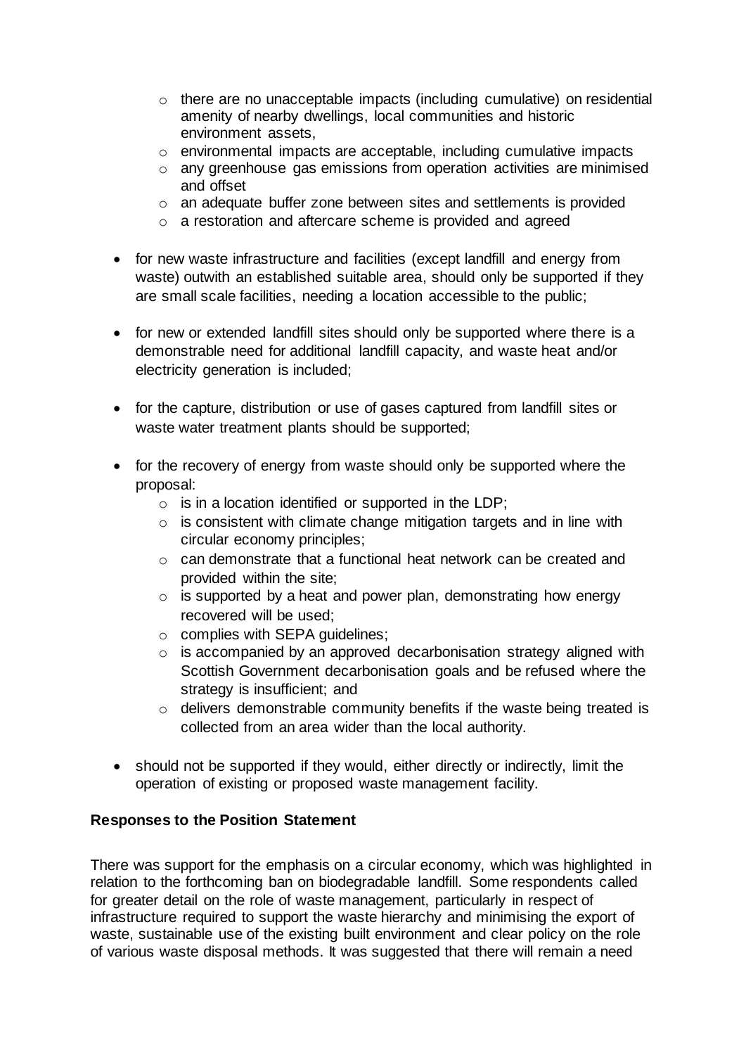- there are no unacceptable impacts (including cumulative) on residential amenity of nearby dwellings, local communities and historic environment assets,
  - environmental impacts are acceptable, including cumulative impacts
  - any greenhouse gas emissions from operation activities are minimised and offset
  - an adequate buffer zone between sites and settlements is provided
  - a restoration and aftercare scheme is provided and agreed

- for new waste infrastructure and facilities (except landfill and energy from waste) outwith an established suitable area, should only be supported if they are small scale facilities, needing a location accessible to the public;

- for new or extended landfill sites should only be supported where there is a demonstrable need for additional landfill capacity, and waste heat and/or electricity generation is included;

- for the capture, distribution or use of gases captured from landfill sites or waste water treatment plants should be supported;

- for the recovery of energy from waste should only be supported where the proposal:
  - is in a location identified or supported in the LDP;
  - is consistent with climate change mitigation targets and in line with circular economy principles;
  - can demonstrate that a functional heat network can be created and provided within the site;
  - is supported by a heat and power plan, demonstrating how energy recovered will be used;
  - complies with SEPA guidelines;
  - is accompanied by an approved decarbonisation strategy aligned with Scottish Government decarbonisation goals and be refused where the strategy is insufficient; and
  - delivers demonstrable community benefits if the waste being treated is collected from an area wider than the local authority.

- should not be supported if they would, either directly or indirectly, limit the operation of existing or proposed waste management facility.

**Responses to the Position Statement**

There was support for the emphasis on a circular economy, which was highlighted in relation to the forthcoming ban on biodegradable landfill. Some respondents called for greater detail on the role of waste management, particularly in respect of infrastructure required to support the waste hierarchy and minimising the export of waste, sustainable use of the existing built environment and clear policy on the role of various waste disposal methods. It was suggested that there will remain a need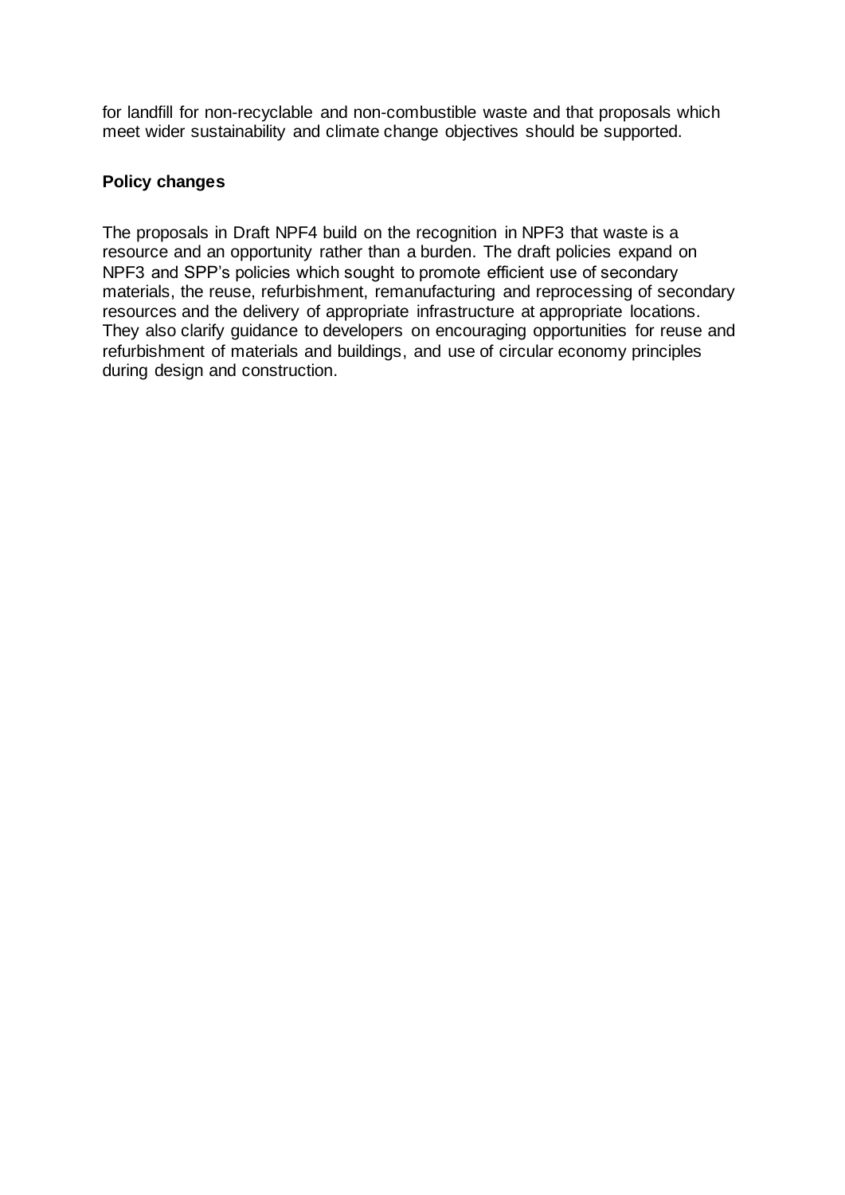for landfill for non-recyclable and non-combustible waste and that proposals which meet wider sustainability and climate change objectives should be supported.

**Policy changes**

The proposals in Draft NPF4 build on the recognition in NPF3 that waste is a resource and an opportunity rather than a burden. The draft policies expand on NPF3 and SPP's policies which sought to promote efficient use of secondary materials, the reuse, refurbishment, remanufacturing and reprocessing of secondary resources and the delivery of appropriate infrastructure at appropriate locations. They also clarify guidance to developers on encouraging opportunities for reuse and refurbishment of materials and buildings, and use of circular economy principles during design and construction.